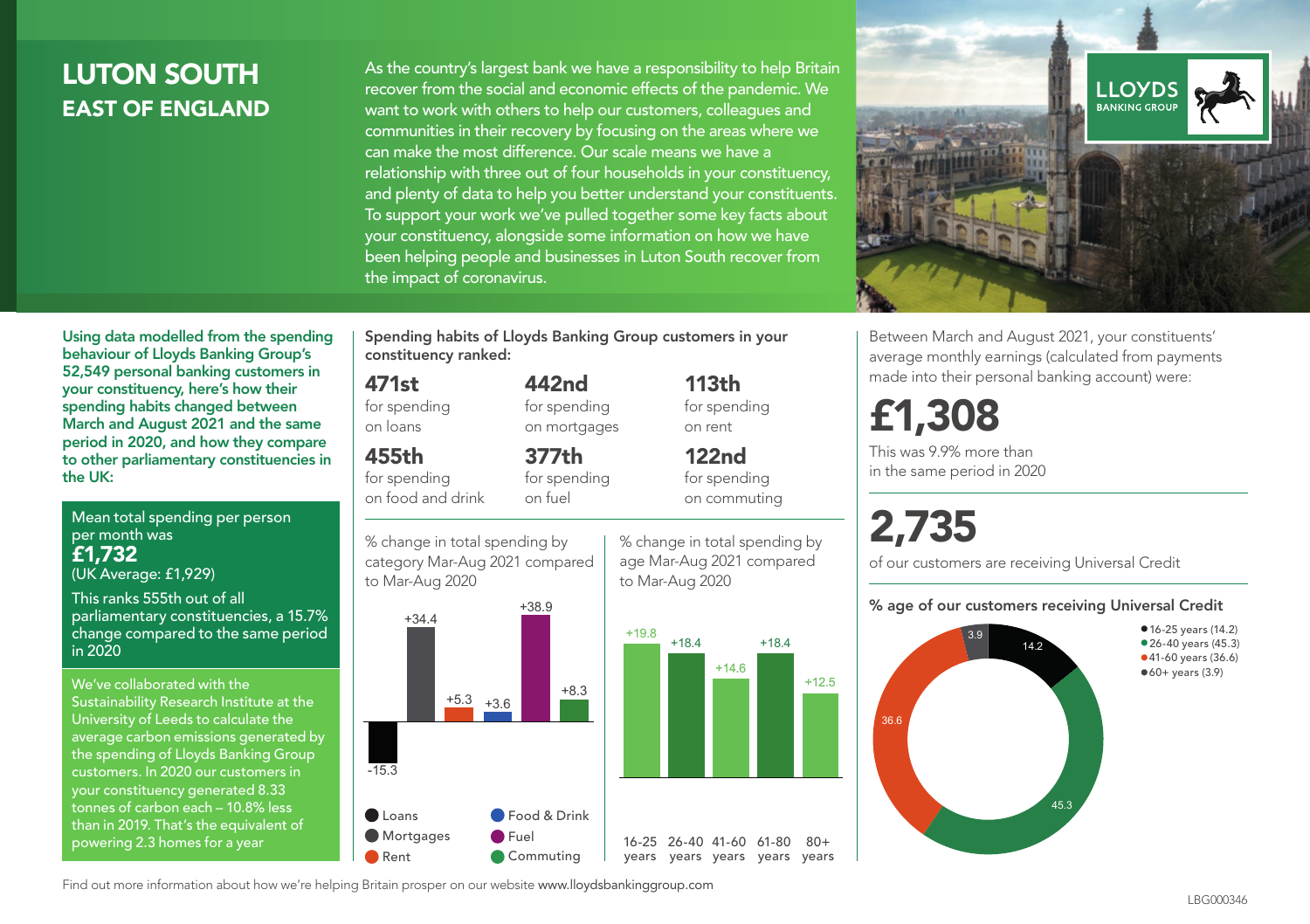# LUTON SOUTH
## EAST OF ENGLAND

As the country's largest bank we have a responsibility to help Britain recover from the social and economic effects of the pandemic. We want to work with others to help our customers, colleagues and communities in their recovery by focusing on the areas where we can make the most difference. Our scale means we have a relationship with three out of four households in your constituency, and plenty of data to help you better understand your constituents. To support your work we've pulled together some key facts about your constituency, alongside some information on how we have been helping people and businesses in Luton South recover from the impact of coronavirus.

**Using data modelled from the spending behaviour of Lloyds Banking Group's 52,549 personal banking customers in your constituency, here's how their spending habits changed between March and August 2021 and the same period in 2020, and how they compare to other parliamentary constituencies in the UK:**

Mean total spending per person per month was
**£1,732**
(UK Average: £1,929)

This ranks 555th out of all parliamentary constituencies, a 15.7% change compared to the same period in 2020

We've collaborated with the Sustainability Research Institute at the University of Leeds to calculate the average carbon emissions generated by the spending of Lloyds Banking Group customers. In 2020 our customers in your constituency generated 8.33 tonnes of carbon each – 10.8% less than in 2019. That's the equivalent of powering 2.3 homes for a year

**Spending habits of Lloyds Banking Group customers in your constituency ranked:**

- **471st** for spending on loans
- **442nd** for spending on mortgages
- **113th** for spending on rent
- **455th** for spending on food and drink
- **377th** for spending on fuel
- **122nd** for spending on commuting

% change in total spending by category Mar-Aug 2021 compared to Mar-Aug 2020

| Category | % change |
| --- | --- |
| Loans | -15.3 |
| Mortgages | +34.4 |
| Rent | +5.3 |
| Food & Drink | +3.6 |
| Fuel | +38.9 |
| Commuting | +8.3 |

% change in total spending by age Mar-Aug 2021 compared to Mar-Aug 2020

| Age | % change |
| --- | --- |
| 16-25 years | +19.8 |
| 26-40 years | +18.4 |
| 41-60 years | +14.6 |
| 61-80 years | +18.4 |
| 80+ years | +12.5 |

Between March and August 2021, your constituents' average monthly earnings (calculated from payments made into their personal banking account) were:

**£1,308**

This was 9.9% more than in the same period in 2020

**2,735**

of our customers are receiving Universal Credit

**% age of our customers receiving Universal Credit**

- 16-25 years (14.2)
- 26-40 years (45.3)
- 41-60 years (36.6)
- 60+ years (3.9)

Find out more information about how we're helping Britain prosper on our website www.lloydsbankinggroup.com

LBG000346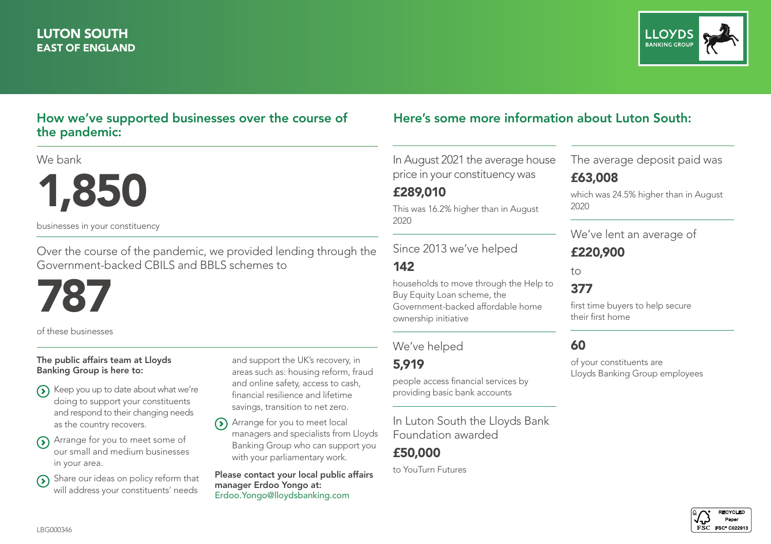# LUTON SOUTH
## EAST OF ENGLAND

## How we've supported businesses over the course of the pandemic:

We bank

**1,850**

businesses in your constituency

Over the course of the pandemic, we provided lending through the Government-backed CBILS and BBLS schemes to

**787**

of these businesses

**The public affairs team at Lloyds Banking Group is here to:**

- Keep you up to date about what we're doing to support your constituents and respond to their changing needs as the country recovers.
- Arrange for you to meet some of our small and medium businesses in your area.
- Share our ideas on policy reform that will address your constituents' needs and support the UK's recovery, in areas such as: housing reform, fraud and online safety, access to cash, financial resilience and lifetime savings, transition to net zero.
- Arrange for you to meet local managers and specialists from Lloyds Banking Group who can support you with your parliamentary work.

**Please contact your local public affairs manager Erdoo Yongo at:**
Erdoo.Yongo@lloydsbanking.com

## Here's some more information about Luton South:

In August 2021 the average house price in your constituency was

**£289,010**

This was 16.2% higher than in August 2020

Since 2013 we've helped

**142**

households to move through the Help to Buy Equity Loan scheme, the Government-backed affordable home ownership initiative

We've helped

**5,919**

people access financial services by providing basic bank accounts

In Luton South the Lloyds Bank Foundation awarded

**£50,000**

to YouTurn Futures

The average deposit paid was

**£63,008**

which was 24.5% higher than in August 2020

We've lent an average of

**£220,900**

to

**377**

first time buyers to help secure their first home

**60**

of your constituents are Lloyds Banking Group employees

LBG000346